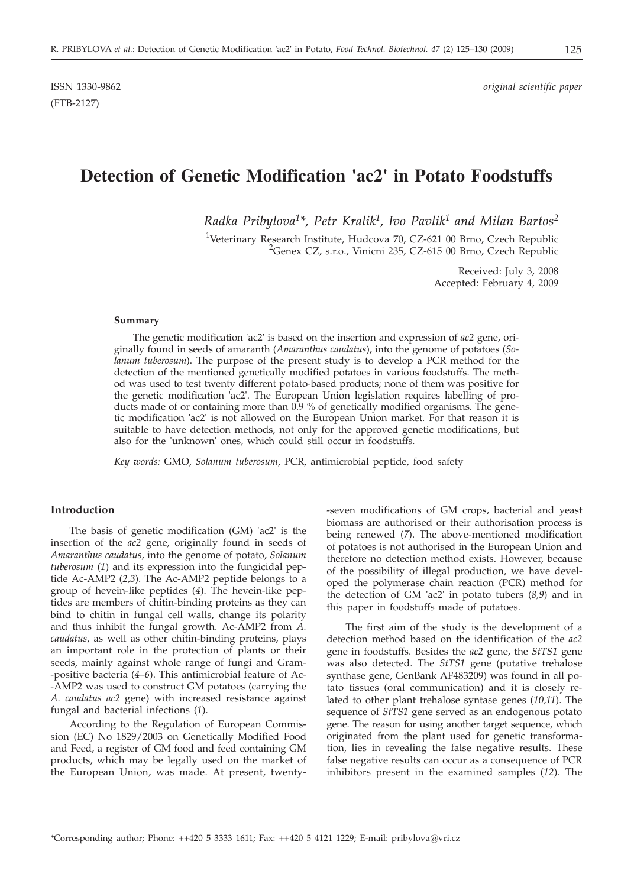ISSN 1330-9862 *original scientific paper*
(FTB-2127)

# Detection of Genetic Modification 'ac2' in Potato Foodstuffs

*Radka Pribylova[1]\*, Petr Kralik[1], Ivo Pavlik[1] and Milan Bartos[2]*

[1]Veterinary Research Institute, Hudcova 70, CZ-621 00 Brno, Czech Republic
[2]Genex CZ, s.r.o., Vinicni 235, CZ-615 00 Brno, Czech Republic

Received: July 3, 2008
Accepted: February 4, 2009

#### Summary

The genetic modification 'ac2' is based on the insertion and expression of *ac2* gene, originally found in seeds of amaranth (*Amaranthus caudatus*), into the genome of potatoes (*Solanum tuberosum*). The purpose of the present study is to develop a PCR method for the detection of the mentioned genetically modified potatoes in various foodstuffs. The method was used to test twenty different potato-based products; none of them was positive for the genetic modification 'ac2'. The European Union legislation requires labelling of products made of or containing more than 0.9 % of genetically modified organisms. The genetic modification 'ac2' is not allowed on the European Union market. For that reason it is suitable to have detection methods, not only for the approved genetic modifications, but also for the 'unknown' ones, which could still occur in foodstuffs.

*Key words:* GMO, *Solanum tuberosum*, PCR, antimicrobial peptide, food safety

## Introduction

The basis of genetic modification (GM) 'ac2' is the insertion of the *ac2* gene, originally found in seeds of *Amaranthus caudatus*, into the genome of potato, *Solanum tuberosum* (*1*) and its expression into the fungicidal peptide Ac-AMP2 (*2,3*). The Ac-AMP2 peptide belongs to a group of hevein-like peptides (*4*). The hevein-like peptides are members of chitin-binding proteins as they can bind to chitin in fungal cell walls, change its polarity and thus inhibit the fungal growth. Ac-AMP2 from *A. caudatus*, as well as other chitin-binding proteins, plays an important role in the protection of plants or their seeds, mainly against whole range of fungi and Gram-positive bacteria (*4–6*). This antimicrobial feature of Ac-AMP2 was used to construct GM potatoes (carrying the *A. caudatus ac2* gene) with increased resistance against fungal and bacterial infections (*1*).

According to the Regulation of European Commission (EC) No 1829/2003 on Genetically Modified Food and Feed, a register of GM food and feed containing GM products, which may be legally used on the market of the European Union, was made. At present, twenty-seven modifications of GM crops, bacterial and yeast biomass are authorised or their authorisation process is being renewed (*7*). The above-mentioned modification of potatoes is not authorised in the European Union and therefore no detection method exists. However, because of the possibility of illegal production, we have developed the polymerase chain reaction (PCR) method for the detection of GM 'ac2' in potato tubers (*8,9*) and in this paper in foodstuffs made of potatoes.

The first aim of the study is the development of a detection method based on the identification of the *ac2* gene in foodstuffs. Besides the *ac2* gene, the *StTS1* gene was also detected. The *StTS1* gene (putative trehalose synthase gene, GenBank AF483209) was found in all potato tissues (oral communication) and it is closely related to other plant trehalose syntase genes (*10,11*). The sequence of *StTS1* gene served as an endogenous potato gene. The reason for using another target sequence, which originated from the plant used for genetic transformation, lies in revealing the false negative results. These false negative results can occur as a consequence of PCR inhibitors present in the examined samples (*12*). The

\*Corresponding author; Phone: ++420 5 3333 1611; Fax: ++420 5 4121 1229; E-mail: pribylova@vri.cz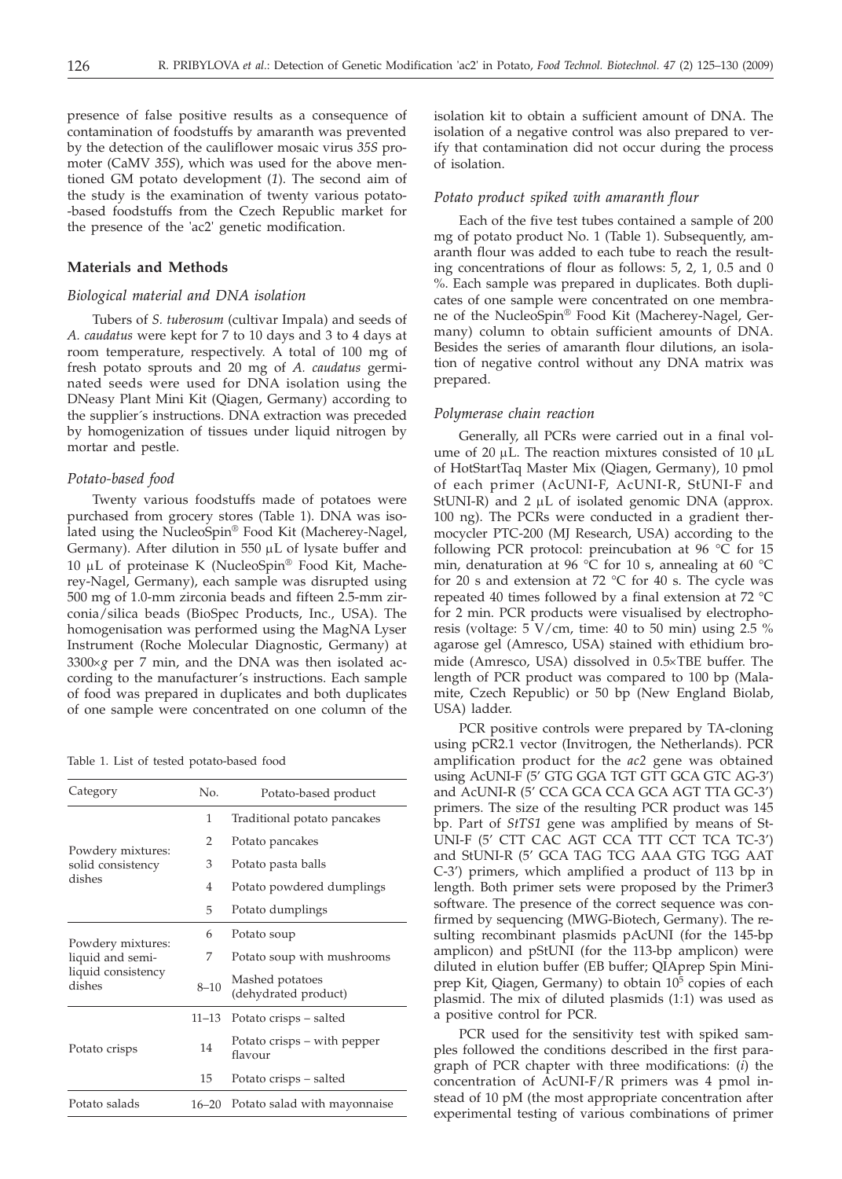presence of false positive results as a consequence of contamination of foodstuffs by amaranth was prevented by the detection of the cauliflower mosaic virus *35S* promoter (CaMV *35S*), which was used for the above mentioned GM potato development (*1*). The second aim of the study is the examination of twenty various potato-based foodstuffs from the Czech Republic market for the presence of the 'ac2' genetic modification.

## Materials and Methods

### *Biological material and DNA isolation*

Tubers of *S. tuberosum* (cultivar Impala) and seeds of *A. caudatus* were kept for 7 to 10 days and 3 to 4 days at room temperature, respectively. A total of 100 mg of fresh potato sprouts and 20 mg of *A. caudatus* germinated seeds were used for DNA isolation using the DNeasy Plant Mini Kit (Qiagen, Germany) according to the supplier´s instructions. DNA extraction was preceded by homogenization of tissues under liquid nitrogen by mortar and pestle.

### *Potato-based food*

Twenty various foodstuffs made of potatoes were purchased from grocery stores (Table 1). DNA was isolated using the NucleoSpin® Food Kit (Macherey-Nagel, Germany). After dilution in 550 μL of lysate buffer and 10 μL of proteinase K (NucleoSpin® Food Kit, Macherey-Nagel, Germany), each sample was disrupted using 500 mg of 1.0-mm zirconia beads and fifteen 2.5-mm zirconia/silica beads (BioSpec Products, Inc., USA). The homogenisation was performed using the MagNA Lyser Instrument (Roche Molecular Diagnostic, Germany) at 3300×*g* per 7 min, and the DNA was then isolated according to the manufacturer's instructions. Each sample of food was prepared in duplicates and both duplicates of one sample were concentrated on one column of the isolation kit to obtain a sufficient amount of DNA. The isolation of a negative control was also prepared to verify that contamination did not occur during the process of isolation.

Table 1. List of tested potato-based food

| Category | No. | Potato-based product |
|---|---|---|
| Powdery mixtures: solid consistency dishes | 1 | Traditional potato pancakes |
| | 2 | Potato pancakes |
| | 3 | Potato pasta balls |
| | 4 | Potato powdered dumplings |
| | 5 | Potato dumplings |
| Powdery mixtures: liquid and semi-liquid consistency dishes | 6 | Potato soup |
| | 7 | Potato soup with mushrooms |
| | 8–10 | Mashed potatoes (dehydrated product) |
| Potato crisps | 11–13 | Potato crisps – salted |
| | 14 | Potato crisps – with pepper flavour |
| | 15 | Potato crisps – salted |
| Potato salads | 16–20 | Potato salad with mayonnaise |

### *Potato product spiked with amaranth flour*

Each of the five test tubes contained a sample of 200 mg of potato product No. 1 (Table 1). Subsequently, amaranth flour was added to each tube to reach the resulting concentrations of flour as follows: 5, 2, 1, 0.5 and 0 %. Each sample was prepared in duplicates. Both duplicates of one sample were concentrated on one membrane of the NucleoSpin® Food Kit (Macherey-Nagel, Germany) column to obtain sufficient amounts of DNA. Besides the series of amaranth flour dilutions, an isolation of negative control without any DNA matrix was prepared.

### *Polymerase chain reaction*

Generally, all PCRs were carried out in a final volume of 20 μL. The reaction mixtures consisted of 10 μL of HotStartTaq Master Mix (Qiagen, Germany), 10 pmol of each primer (AcUNI-F, AcUNI-R, StUNI-F and StUNI-R) and 2 μL of isolated genomic DNA (approx. 100 ng). The PCRs were conducted in a gradient thermocycler PTC-200 (MJ Research, USA) according to the following PCR protocol: preincubation at 96 °C for 15 min, denaturation at 96 °C for 10 s, annealing at 60 °C for 20 s and extension at 72 °C for 40 s. The cycle was repeated 40 times followed by a final extension at 72 °C for 2 min. PCR products were visualised by electrophoresis (voltage: 5 V/cm, time: 40 to 50 min) using 2.5 % agarose gel (Amresco, USA) stained with ethidium bromide (Amresco, USA) dissolved in 0.5×TBE buffer. The length of PCR product was compared to 100 bp (Malamite, Czech Republic) or 50 bp (New England Biolab, USA) ladder.

PCR positive controls were prepared by TA-cloning using pCR2.1 vector (Invitrogen, the Netherlands). PCR amplification product for the *ac2* gene was obtained using AcUNI-F (5' GTG GGA TGT GTT GCA GTC AG-3') and AcUNI-R (5' CCA GCA CCA GCA AGT TTA GC-3') primers. The size of the resulting PCR product was 145 bp. Part of *StTS1* gene was amplified by means of StUNI-F (5' CTT CAC AGT CCA TTT CCT TCA TC-3') and StUNI-R (5' GCA TAG TCG AAA GTG TGG AAT C-3') primers, which amplified a product of 113 bp in length. Both primer sets were proposed by the Primer3 software. The presence of the correct sequence was confirmed by sequencing (MWG-Biotech, Germany). The resulting recombinant plasmids pAcUNI (for the 145-bp amplicon) and pStUNI (for the 113-bp amplicon) were diluted in elution buffer (EB buffer; QIAprep Spin Miniprep Kit, Qiagen, Germany) to obtain $10^5$ copies of each plasmid. The mix of diluted plasmids (1:1) was used as a positive control for PCR.

PCR used for the sensitivity test with spiked samples followed the conditions described in the first paragraph of PCR chapter with three modifications: (*i*) the concentration of AcUNI-F/R primers was 4 pmol instead of 10 pM (the most appropriate concentration after experimental testing of various combinations of primer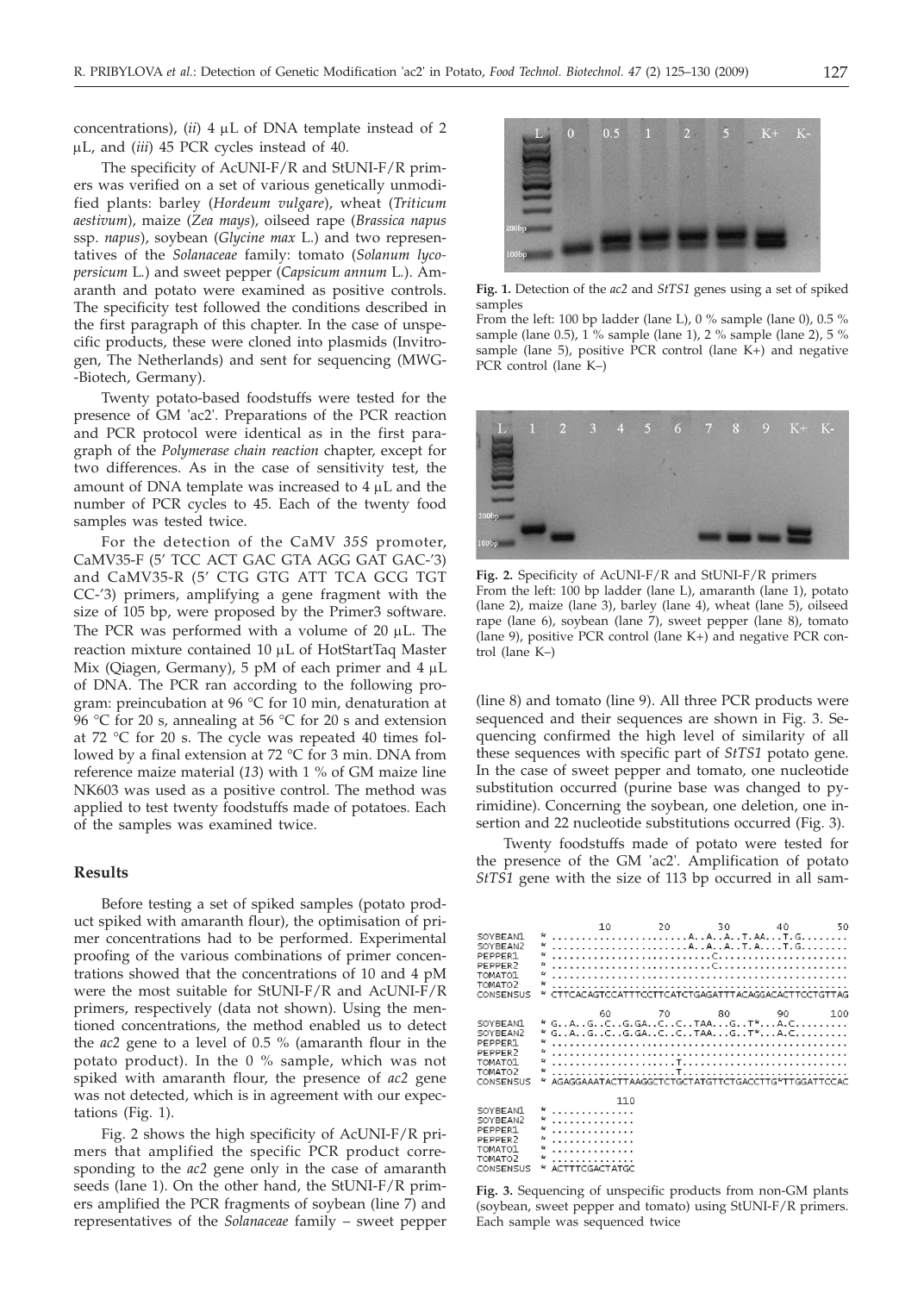concentrations), (*ii*) 4 μL of DNA template instead of 2 μL, and (*iii*) 45 PCR cycles instead of 40.

The specificity of AcUNI-F/R and StUNI-F/R primers was verified on a set of various genetically unmodified plants: barley (*Hordeum vulgare*), wheat (*Triticum aestivum*), maize (*Zea mays*), oilseed rape (*Brassica napus* ssp. *napus*), soybean (*Glycine max* L.) and two representatives of the *Solanaceae* family: tomato (*Solanum lycopersicum* L.) and sweet pepper (*Capsicum annum* L.). Amaranth and potato were examined as positive controls. The specificity test followed the conditions described in the first paragraph of this chapter. In the case of unspecific products, these were cloned into plasmids (Invitrogen, The Netherlands) and sent for sequencing (MWG-Biotech, Germany).

Twenty potato-based foodstuffs were tested for the presence of GM 'ac2'. Preparations of the PCR reaction and PCR protocol were identical as in the first paragraph of the *Polymerase chain reaction* chapter, except for two differences. As in the case of sensitivity test, the amount of DNA template was increased to 4 μL and the number of PCR cycles to 45. Each of the twenty food samples was tested twice.

For the detection of the CaMV *35S* promoter, CaMV35-F (5' TCC ACT GAC GTA AGG GAT GAC-'3) and CaMV35-R (5' CTG GTG ATT TCA GCG TGT CC-'3) primers, amplifying a gene fragment with the size of 105 bp, were proposed by the Primer3 software. The PCR was performed with a volume of 20 μL. The reaction mixture contained 10 μL of HotStartTaq Master Mix (Qiagen, Germany), 5 pM of each primer and 4 μL of DNA. The PCR ran according to the following program: preincubation at 96 °C for 10 min, denaturation at 96 °C for 20 s, annealing at 56 °C for 20 s and extension at 72 °C for 20 s. The cycle was repeated 40 times followed by a final extension at 72 °C for 3 min. DNA from reference maize material (*13*) with 1 % of GM maize line NK603 was used as a positive control. The method was applied to test twenty foodstuffs made of potatoes. Each of the samples was examined twice.

## Results

Before testing a set of spiked samples (potato product spiked with amaranth flour), the optimisation of primer concentrations had to be performed. Experimental proofing of the various combinations of primer concentrations showed that the concentrations of 10 and 4 pM were the most suitable for StUNI-F/R and AcUNI-F/R primers, respectively (data not shown). Using the mentioned concentrations, the method enabled us to detect the *ac2* gene to a level of 0.5 % (amaranth flour in the potato product). In the 0 % sample, which was not spiked with amaranth flour, the presence of *ac2* gene was not detected, which is in agreement with our expectations (Fig. 1).

Fig. 2 shows the high specificity of AcUNI-F/R primers that amplified the specific PCR product corresponding to the *ac2* gene only in the case of amaranth seeds (lane 1). On the other hand, the StUNI-F/R primers amplified the PCR fragments of soybean (line 7) and representatives of the *Solanaceae* family – sweet pepper (line 8) and tomato (line 9). All three PCR products were sequenced and their sequences are shown in Fig. 3. Sequencing confirmed the high level of similarity of all these sequences with specific part of *StTS1* potato gene. In the case of sweet pepper and tomato, one nucleotide substitution occurred (purine base was changed to pyrimidine). Concerning the soybean, one deletion, one insertion and 22 nucleotide substitutions occurred (Fig. 3).

Twenty foodstuffs made of potato were tested for the presence of the GM 'ac2'. Amplification of potato *StTS1* gene with the size of 113 bp occurred in all sam-

**Fig. 1.** Detection of the *ac2* and *StTS1* genes using a set of spiked samples
From the left: 100 bp ladder (lane L), 0 % sample (lane 0), 0.5 % sample (lane 0.5), 1 % sample (lane 1), 2 % sample (lane 2), 5 % sample (lane 5), positive PCR control (lane K+) and negative PCR control (lane K–)

**Fig. 2.** Specificity of AcUNI-F/R and StUNI-F/R primers
From the left: 100 bp ladder (lane L), amaranth (lane 1), potato (lane 2), maize (lane 3), barley (lane 4), wheat (lane 5), oilseed rape (lane 6), soybean (lane 7), sweet pepper (lane 8), tomato (lane 9), positive PCR control (lane K+) and negative PCR control (lane K–)

**Fig. 3.** Sequencing of unspecific products from non-GM plants (soybean, sweet pepper and tomato) using StUNI-F/R primers. Each sample was sequenced twice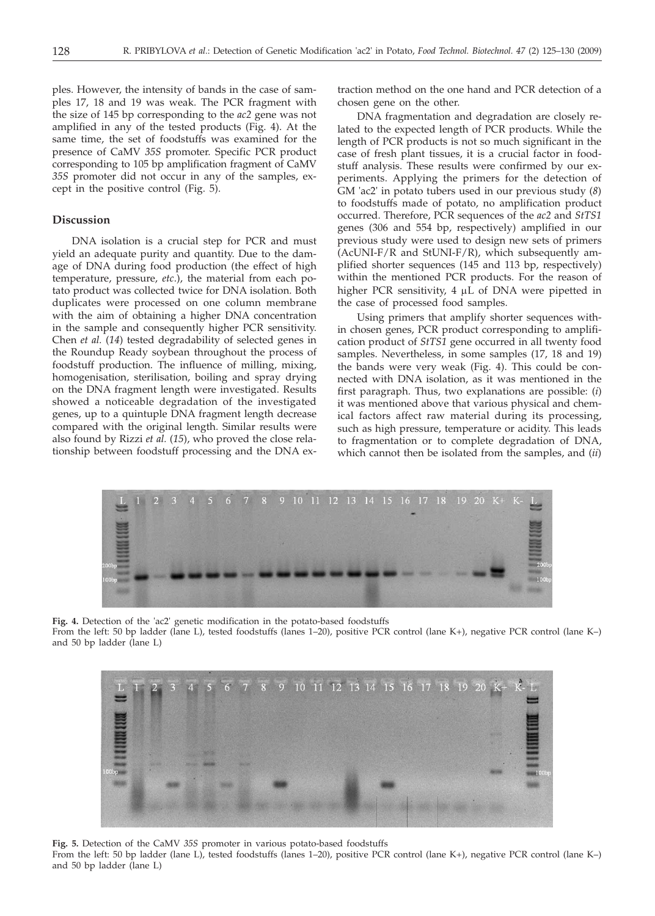ples. However, the intensity of bands in the case of samples 17, 18 and 19 was weak. The PCR fragment with the size of 145 bp corresponding to the *ac2* gene was not amplified in any of the tested products (Fig. 4). At the same time, the set of foodstuffs was examined for the presence of CaMV *35S* promoter. Specific PCR product corresponding to 105 bp amplification fragment of CaMV *35S* promoter did not occur in any of the samples, except in the positive control (Fig. 5).

## Discussion

DNA isolation is a crucial step for PCR and must yield an adequate purity and quantity. Due to the damage of DNA during food production (the effect of high temperature, pressure, *etc.*), the material from each potato product was collected twice for DNA isolation. Both duplicates were processed on one column membrane with the aim of obtaining a higher DNA concentration in the sample and consequently higher PCR sensitivity. Chen *et al.* (*14*) tested degradability of selected genes in the Roundup Ready soybean throughout the process of foodstuff production. The influence of milling, mixing, homogenisation, sterilisation, boiling and spray drying on the DNA fragment length were investigated. Results showed a noticeable degradation of the investigated genes, up to a quintuple DNA fragment length decrease compared with the original length. Similar results were also found by Rizzi *et al.* (*15*), who proved the close relationship between foodstuff processing and the DNA extraction method on the one hand and PCR detection of a chosen gene on the other.

DNA fragmentation and degradation are closely related to the expected length of PCR products. While the length of PCR products is not so much significant in the case of fresh plant tissues, it is a crucial factor in foodstuff analysis. These results were confirmed by our experiments. Applying the primers for the detection of GM 'ac2' in potato tubers used in our previous study (*8*) to foodstuffs made of potato, no amplification product occurred. Therefore, PCR sequences of the *ac2* and *StTS1* genes (306 and 554 bp, respectively) amplified in our previous study were used to design new sets of primers (AcUNI-F/R and StUNI-F/R), which subsequently amplified shorter sequences (145 and 113 bp, respectively) within the mentioned PCR products. For the reason of higher PCR sensitivity, 4 μL of DNA were pipetted in the case of processed food samples.

Using primers that amplify shorter sequences within chosen genes, PCR product corresponding to amplification product of *StTS1* gene occurred in all twenty food samples. Nevertheless, in some samples (17, 18 and 19) the bands were very weak (Fig. 4). This could be connected with DNA isolation, as it was mentioned in the first paragraph. Thus, two explanations are possible: (*i*) it was mentioned above that various physical and chemical factors affect raw material during its processing, such as high pressure, temperature or acidity. This leads to fragmentation or to complete degradation of DNA, which cannot then be isolated from the samples, and (*ii*)

**Fig. 4.** Detection of the 'ac2' genetic modification in the potato-based foodstuffs
From the left: 50 bp ladder (lane L), tested foodstuffs (lanes 1–20), positive PCR control (lane K+), negative PCR control (lane K–) and 50 bp ladder (lane L)

**Fig. 5.** Detection of the CaMV *35S* promoter in various potato-based foodstuffs
From the left: 50 bp ladder (lane L), tested foodstuffs (lanes 1–20), positive PCR control (lane K+), negative PCR control (lane K–) and 50 bp ladder (lane L)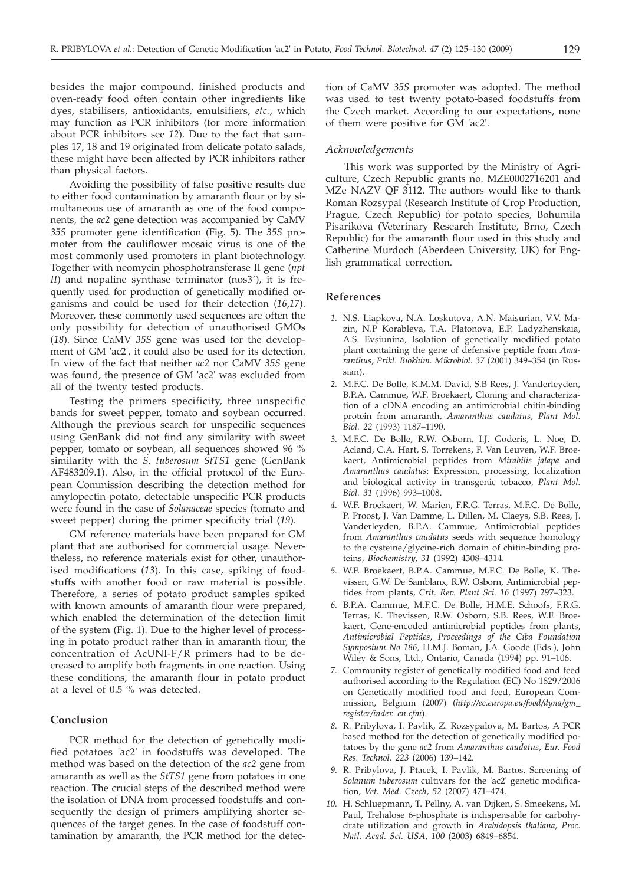besides the major compound, finished products and oven-ready food often contain other ingredients like dyes, stabilisers, antioxidants, emulsifiers, *etc.*, which may function as PCR inhibitors (for more information about PCR inhibitors see *12*). Due to the fact that samples 17, 18 and 19 originated from delicate potato salads, these might have been affected by PCR inhibitors rather than physical factors.

Avoiding the possibility of false positive results due to either food contamination by amaranth flour or by simultaneous use of amaranth as one of the food components, the *ac2* gene detection was accompanied by CaMV *35S* promoter gene identification (Fig. 5). The *35S* promoter from the cauliflower mosaic virus is one of the most commonly used promoters in plant biotechnology. Together with neomycin phosphotransferase II gene (*npt II*) and nopaline synthase terminator (nos3´), it is frequently used for production of genetically modified organisms and could be used for their detection (*16*,*17*). Moreover, these commonly used sequences are often the only possibility for detection of unauthorised GMOs (*18*). Since CaMV *35S* gene was used for the development of GM 'ac2', it could also be used for its detection. In view of the fact that neither *ac2* nor CaMV *35S* gene was found, the presence of GM 'ac2' was excluded from all of the twenty tested products.

Testing the primers specificity, three unspecific bands for sweet pepper, tomato and soybean occurred. Although the previous search for unspecific sequences using GenBank did not find any similarity with sweet pepper, tomato or soybean, all sequences showed 96 % similarity with the *S. tuberosum StTS1* gene (GenBank AF483209.1). Also, in the official protocol of the European Commission describing the detection method for amylopectin potato, detectable unspecific PCR products were found in the case of *Solanaceae* species (tomato and sweet pepper) during the primer specificity trial (*19*).

GM reference materials have been prepared for GM plant that are authorised for commercial usage. Nevertheless, no reference materials exist for other, unauthorised modifications (*13*). In this case, spiking of foodstuffs with another food or raw material is possible. Therefore, a series of potato product samples spiked with known amounts of amaranth flour were prepared, which enabled the determination of the detection limit of the system (Fig. 1). Due to the higher level of processing in potato product rather than in amaranth flour, the concentration of AcUNI-F/R primers had to be decreased to amplify both fragments in one reaction. Using these conditions, the amaranth flour in potato product at a level of 0.5 % was detected.

## Conclusion

PCR method for the detection of genetically modified potatoes 'ac2' in foodstuffs was developed. The method was based on the detection of the *ac2* gene from amaranth as well as the *StTS1* gene from potatoes in one reaction. The crucial steps of the described method were the isolation of DNA from processed foodstuffs and consequently the design of primers amplifying shorter sequences of the target genes. In the case of foodstuff contamination by amaranth, the PCR method for the detection of CaMV *35S* promoter was adopted. The method was used to test twenty potato-based foodstuffs from the Czech market. According to our expectations, none of them were positive for GM 'ac2'.

### *Acknowledgements*

This work was supported by the Ministry of Agriculture, Czech Republic grants no. MZE0002716201 and MZe NAZV QF 3112. The authors would like to thank Roman Rozsypal (Research Institute of Crop Production, Prague, Czech Republic) for potato species, Bohumila Pisarikova (Veterinary Research Institute, Brno, Czech Republic) for the amaranth flour used in this study and Catherine Murdoch (Aberdeen University, UK) for English grammatical correction.

## References

1. N.S. Liapkova, N.A. Loskutova, A.N. Maisurian, V.V. Mazin, N.P Korableva, T.A. Platonova, E.P. Ladyzhenskaia, A.S. Evsiunina, Isolation of genetically modified potato plant containing the gene of defensive peptide from *Amaranthus*, *Prikl. Biokhim. Mikrobiol. 37* (2001) 349–354 (in Russian).
2. M.F.C. De Bolle, K.M.M. David, S.B Rees, J. Vanderleyden, B.P.A. Cammue, W.F. Broekaert, Cloning and characterization of a cDNA encoding an antimicrobial chitin-binding protein from amaranth, *Amaranthus caudatus*, *Plant Mol. Biol. 22* (1993) 1187–1190.
3. M.F.C. De Bolle, R.W. Osborn, I.J. Goderis, L. Noe, D. Acland, C.A. Hart, S. Torrekens, F. Van Leuven, W.F. Broekaert, Antimicrobial peptides from *Mirabilis jalapa* and *Amaranthus caudatus*: Expression, processing, localization and biological activity in transgenic tobacco, *Plant Mol. Biol. 31* (1996) 993–1008.
4. W.F. Broekaert, W. Marien, F.R.G. Terras, M.F.C. De Bolle, P. Proost, J. Van Damme, L. Dillen, M. Claeys, S.B. Rees, J. Vanderleyden, B.P.A. Cammue, Antimicrobial peptides from *Amaranthus caudatus* seeds with sequence homology to the cysteine/glycine-rich domain of chitin-binding proteins, *Biochemistry, 31* (1992) 4308–4314.
5. W.F. Broekaert, B.P.A. Cammue, M.F.C. De Bolle, K. Thevissen, G.W. De Samblanx, R.W. Osborn, Antimicrobial peptides from plants, *Crit. Rev. Plant Sci. 16* (1997) 297–323.
6. B.P.A. Cammue, M.F.C. De Bolle, H.M.E. Schoofs, F.R.G. Terras, K. Thevissen, R.W. Osborn, S.B. Rees, W.F. Broekaert, Gene-encoded antimicrobial peptides from plants, *Antimicrobial Peptides*, *Proceedings of the Ciba Foundation Symposium No 186*, H.M.J. Boman, J.A. Goode (Eds.), John Wiley & Sons, Ltd., Ontario, Canada (1994) pp. 91–106.
7. Community register of genetically modified food and feed authorised according to the Regulation (EC) No 1829/2006 on Genetically modified food and feed, European Commission, Belgium (2007) (*http://ec.europa.eu/food/dyna/gm_register/index_en.cfm*).
8. R. Pribylova, I. Pavlik, Z. Rozsypalova, M. Bartos, A PCR based method for the detection of genetically modified potatoes by the gene *ac2* from *Amaranthus caudatus*, *Eur. Food Res. Technol. 223* (2006) 139–142.
9. R. Pribylova, J. Ptacek, I. Pavlik, M. Bartos, Screening of *Solanum tuberosum* cultivars for the 'ac2' genetic modification, *Vet. Med. Czech, 52* (2007) 471–474.
10. H. Schluepmann, T. Pellny, A. van Dijken, S. Smeekens, M. Paul, Trehalose 6-phosphate is indispensable for carbohydrate utilization and growth in *Arabidopsis thaliana, Proc. Natl. Acad. Sci. USA, 100* (2003) 6849–6854.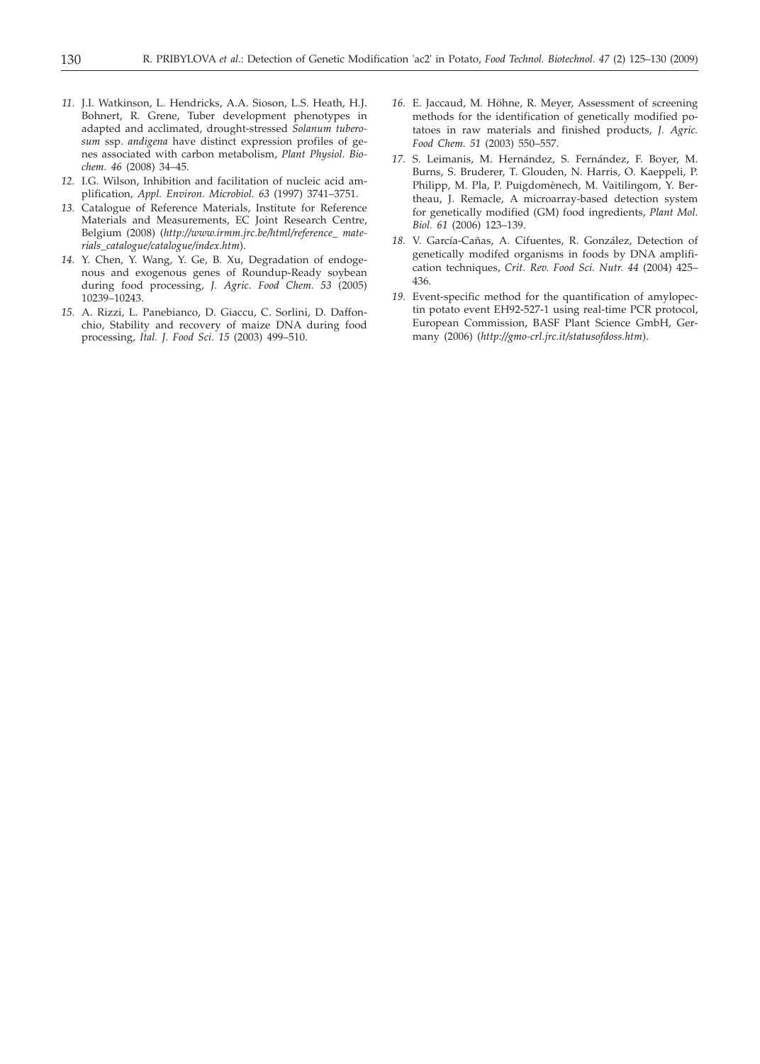*11.* J.I. Watkinson, L. Hendricks, A.A. Sioson, L.S. Heath, H.J. Bohnert, R. Grene, Tuber development phenotypes in adapted and acclimated, drought-stressed *Solanum tuberosum* ssp. *andigena* have distinct expression profiles of genes associated with carbon metabolism, *Plant Physiol. Biochem. 46* (2008) 34–45.

*12.* I.G. Wilson, Inhibition and facilitation of nucleic acid amplification, *Appl. Environ. Microbiol. 63* (1997) 3741–3751.

*13.* Catalogue of Reference Materials, Institute for Reference Materials and Measurements, EC Joint Research Centre, Belgium (2008) (*http://www.irmm.jrc.be/html/reference_materials_catalogue/catalogue/index.htm*).

*14.* Y. Chen, Y. Wang, Y. Ge, B. Xu, Degradation of endogenous and exogenous genes of Roundup-Ready soybean during food processing, *J. Agric. Food Chem. 53* (2005) 10239–10243.

*15.* A. Rizzi, L. Panebianco, D. Giaccu, C. Sorlini, D. Daffonchio, Stability and recovery of maize DNA during food processing, *Ital. J. Food Sci. 15* (2003) 499–510.

*16.* E. Jaccaud, M. Höhne, R. Meyer, Assessment of screening methods for the identification of genetically modified potatoes in raw materials and finished products, *J. Agric. Food Chem. 51* (2003) 550–557.

*17.* S. Leimanis, M. Hernández, S. Fernández, F. Boyer, M. Burns, S. Bruderer, T. Glouden, N. Harris, O. Kaeppeli, P. Philipp, M. Pla, P. Puigdomènech, M. Vaitilingom, Y. Bertheau, J. Remacle, A microarray-based detection system for genetically modified (GM) food ingredients, *Plant Mol. Biol. 61* (2006) 123–139.

*18.* V. García-Cañas, A. Cifuentes, R. González, Detection of genetically modifed organisms in foods by DNA amplification techniques, *Crit. Rev. Food Sci. Nutr. 44* (2004) 425–436.

*19.* Event-specific method for the quantification of amylopectin potato event EH92-527-1 using real-time PCR protocol, European Commission, BASF Plant Science GmbH, Germany (2006) (*http://gmo-crl.jrc.it/statusofdoss.htm*).